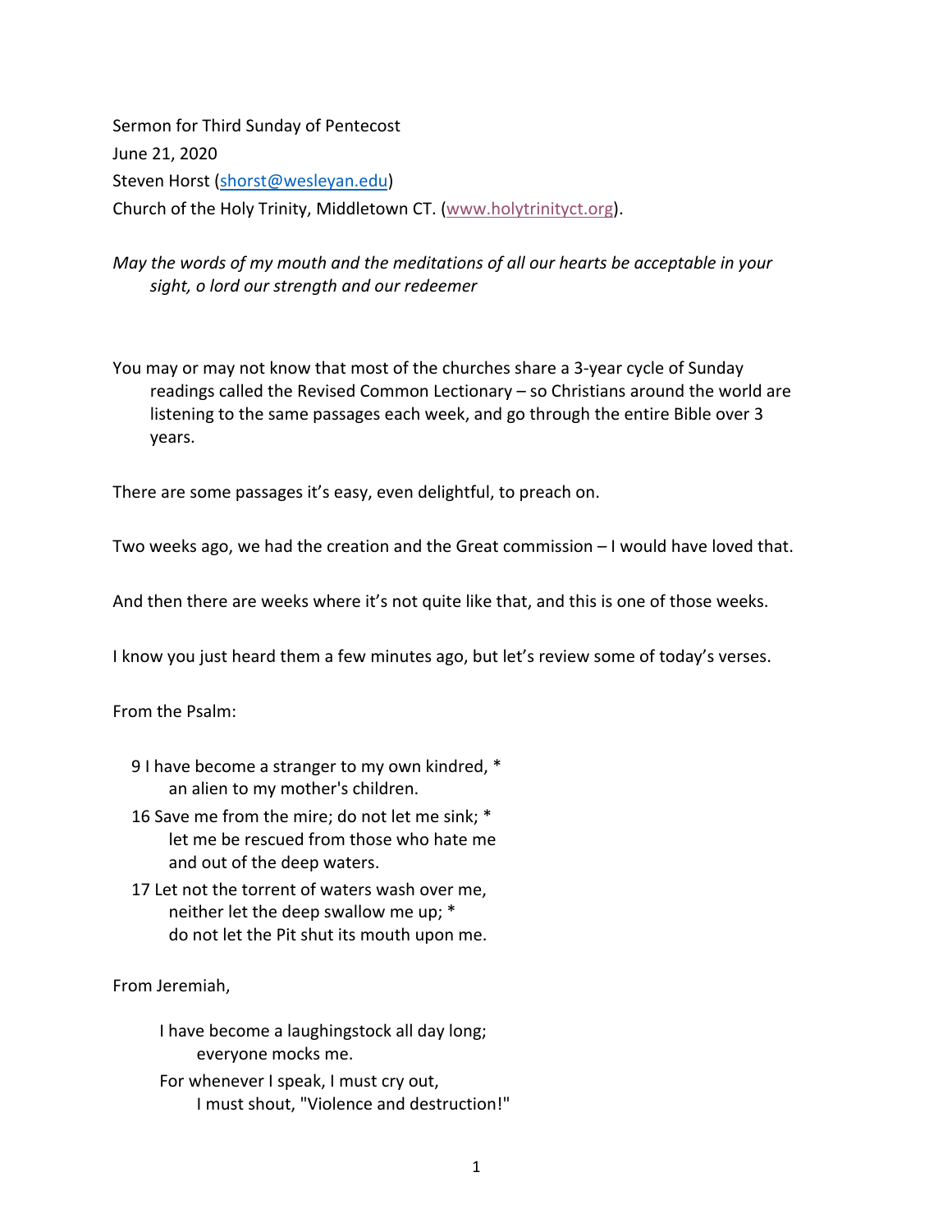Sermon for Third Sunday of Pentecost

June 21, 2020

Steven Horst (shorst@wesleyan.edu)

Church of the Holy Trinity, Middletown CT. (www.holytrinityct.org).

*May the words of my mouth and the meditations of all our hearts be acceptable in your sight, o lord our strength and our redeemer*

You may or may not know that most of the churches share a 3-year cycle of Sunday readings called the Revised Common Lectionary – so Christians around the world are listening to the same passages each week, and go through the entire Bible over 3 years.

There are some passages it's easy, even delightful, to preach on.

Two weeks ago, we had the creation and the Great commission – I would have loved that.

And then there are weeks where it's not quite like that, and this is one of those weeks.

I know you just heard them a few minutes ago, but let's review some of today's verses.

From the Psalm:

9 I have become a stranger to my own kindred, *
  an alien to my mother's children.

16 Save me from the mire; do not let me sink; *
  let me be rescued from those who hate me
  and out of the deep waters.

17 Let not the torrent of waters wash over me,
  neither let the deep swallow me up; *
  do not let the Pit shut its mouth upon me.

From Jeremiah,

I have become a laughingstock all day long;
  everyone mocks me.
For whenever I speak, I must cry out,
  I must shout, "Violence and destruction!"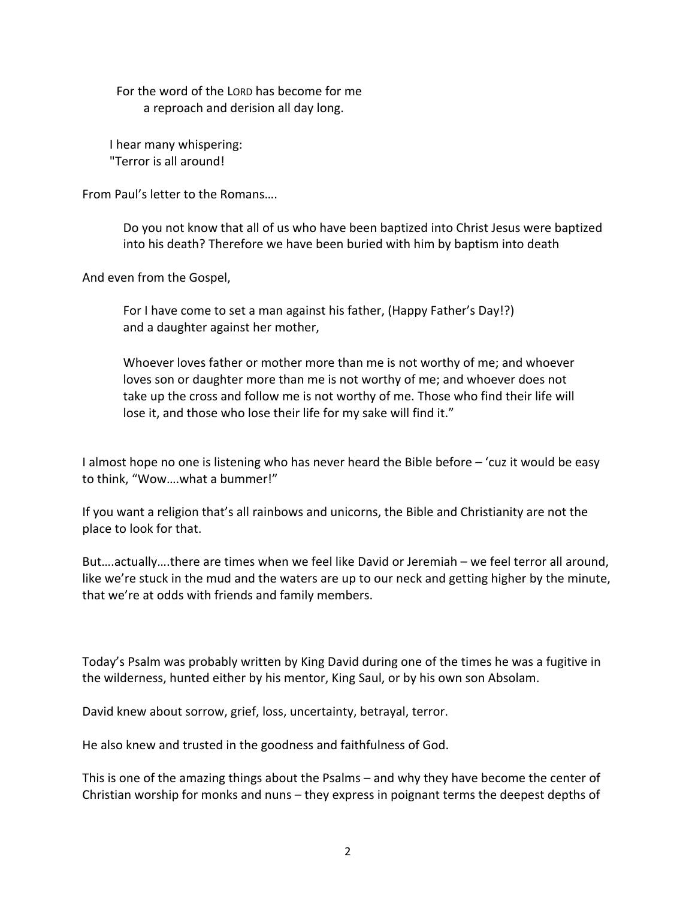> For the word of the LORD has become for me
> a reproach and derision all day long.
>
> I hear many whispering:
> "Terror is all around!

From Paul's letter to the Romans….

> Do you not know that all of us who have been baptized into Christ Jesus were baptized into his death? Therefore we have been buried with him by baptism into death

And even from the Gospel,

> For I have come to set a man against his father, (Happy Father's Day!?)
> and a daughter against her mother,
>
> Whoever loves father or mother more than me is not worthy of me; and whoever loves son or daughter more than me is not worthy of me; and whoever does not take up the cross and follow me is not worthy of me. Those who find their life will lose it, and those who lose their life for my sake will find it."

I almost hope no one is listening who has never heard the Bible before – 'cuz it would be easy to think, "Wow….what a bummer!"

If you want a religion that's all rainbows and unicorns, the Bible and Christianity are not the place to look for that.

But….actually….there are times when we feel like David or Jeremiah – we feel terror all around, like we're stuck in the mud and the waters are up to our neck and getting higher by the minute, that we're at odds with friends and family members.

Today's Psalm was probably written by King David during one of the times he was a fugitive in the wilderness, hunted either by his mentor, King Saul, or by his own son Absolam.

David knew about sorrow, grief, loss, uncertainty, betrayal, terror.

He also knew and trusted in the goodness and faithfulness of God.

This is one of the amazing things about the Psalms – and why they have become the center of Christian worship for monks and nuns – they express in poignant terms the deepest depths of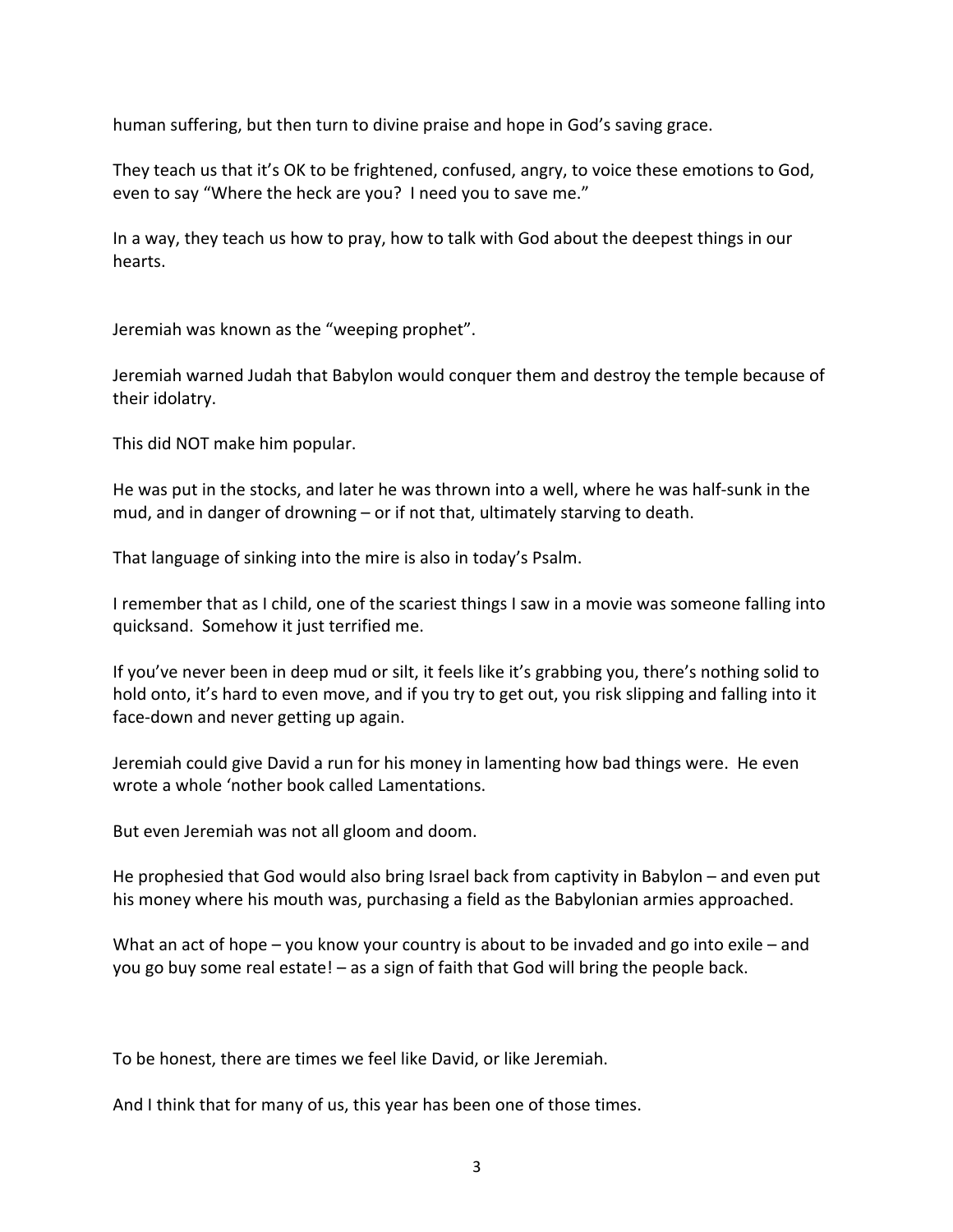human suffering, but then turn to divine praise and hope in God's saving grace.

They teach us that it's OK to be frightened, confused, angry, to voice these emotions to God, even to say "Where the heck are you? I need you to save me."

In a way, they teach us how to pray, how to talk with God about the deepest things in our hearts.

Jeremiah was known as the "weeping prophet".

Jeremiah warned Judah that Babylon would conquer them and destroy the temple because of their idolatry.

This did NOT make him popular.

He was put in the stocks, and later he was thrown into a well, where he was half-sunk in the mud, and in danger of drowning – or if not that, ultimately starving to death.

That language of sinking into the mire is also in today's Psalm.

I remember that as I child, one of the scariest things I saw in a movie was someone falling into quicksand. Somehow it just terrified me.

If you've never been in deep mud or silt, it feels like it's grabbing you, there's nothing solid to hold onto, it's hard to even move, and if you try to get out, you risk slipping and falling into it face-down and never getting up again.

Jeremiah could give David a run for his money in lamenting how bad things were. He even wrote a whole 'nother book called Lamentations.

But even Jeremiah was not all gloom and doom.

He prophesied that God would also bring Israel back from captivity in Babylon – and even put his money where his mouth was, purchasing a field as the Babylonian armies approached.

What an act of hope – you know your country is about to be invaded and go into exile – and you go buy some real estate! – as a sign of faith that God will bring the people back.

To be honest, there are times we feel like David, or like Jeremiah.

And I think that for many of us, this year has been one of those times.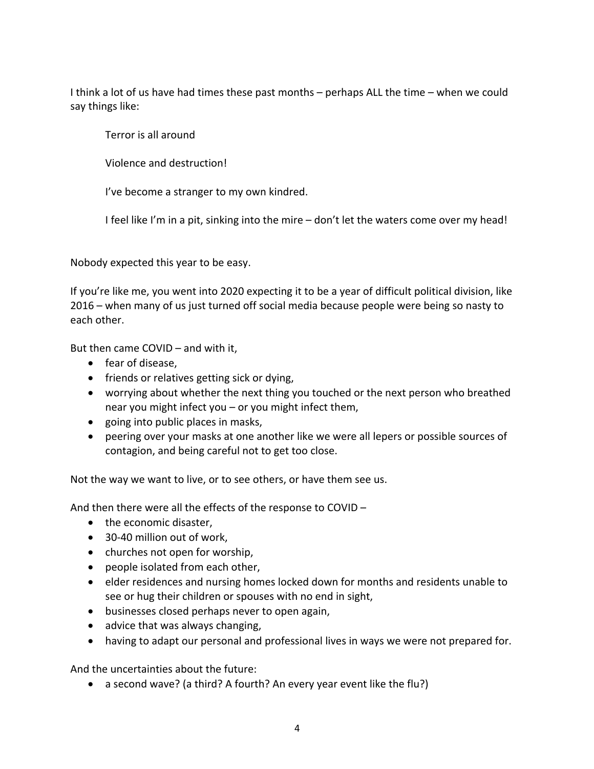I think a lot of us have had times these past months – perhaps ALL the time – when we could say things like:

> Terror is all around
>
> Violence and destruction!
>
> I've become a stranger to my own kindred.
>
> I feel like I'm in a pit, sinking into the mire – don't let the waters come over my head!

Nobody expected this year to be easy.

If you're like me, you went into 2020 expecting it to be a year of difficult political division, like 2016 – when many of us just turned off social media because people were being so nasty to each other.

But then came COVID – and with it,

- fear of disease,
- friends or relatives getting sick or dying,
- worrying about whether the next thing you touched or the next person who breathed near you might infect you – or you might infect them,
- going into public places in masks,
- peering over your masks at one another like we were all lepers or possible sources of contagion, and being careful not to get too close.

Not the way we want to live, or to see others, or have them see us.

And then there were all the effects of the response to COVID –

- the economic disaster,
- 30-40 million out of work,
- churches not open for worship,
- people isolated from each other,
- elder residences and nursing homes locked down for months and residents unable to see or hug their children or spouses with no end in sight,
- businesses closed perhaps never to open again,
- advice that was always changing,
- having to adapt our personal and professional lives in ways we were not prepared for.

And the uncertainties about the future:

- a second wave? (a third? A fourth? An every year event like the flu?)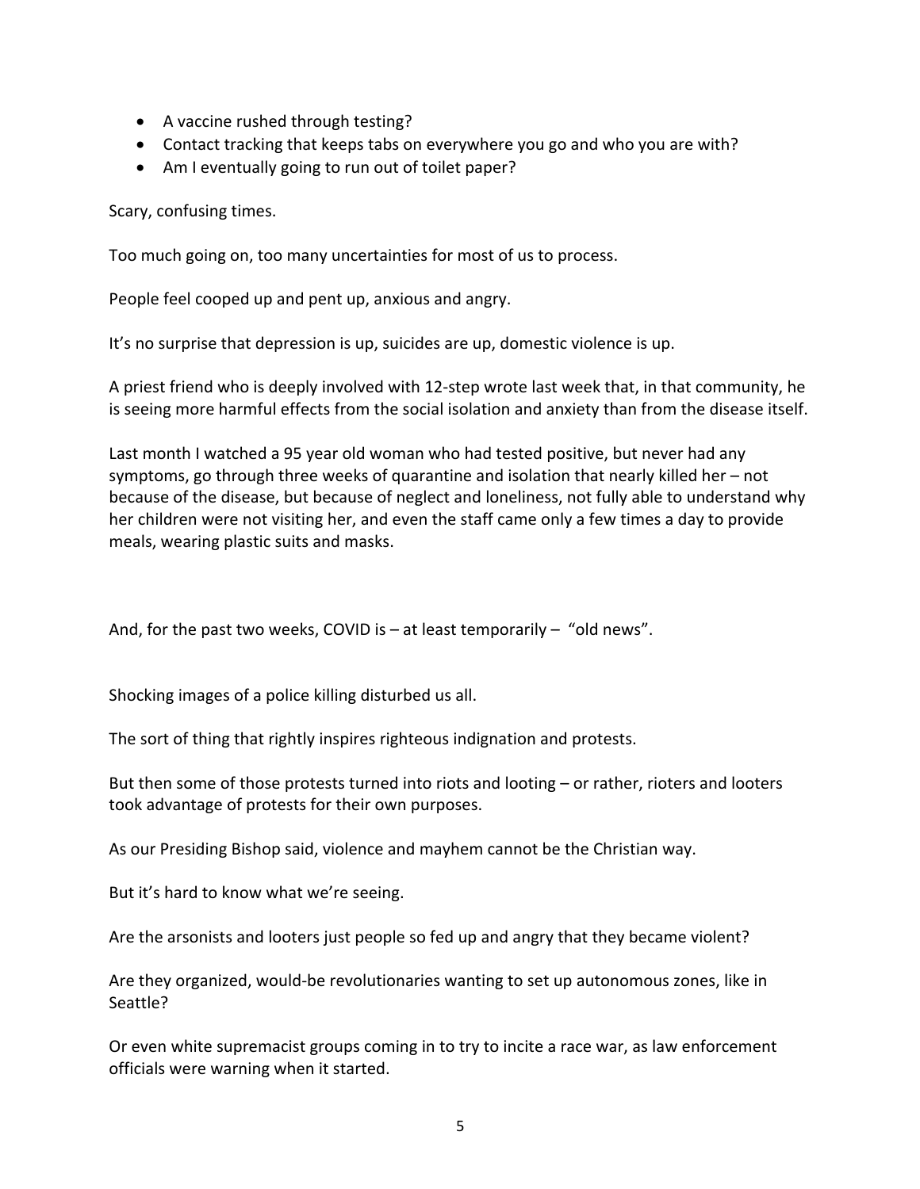- A vaccine rushed through testing?
- Contact tracking that keeps tabs on everywhere you go and who you are with?
- Am I eventually going to run out of toilet paper?

Scary, confusing times.

Too much going on, too many uncertainties for most of us to process.

People feel cooped up and pent up, anxious and angry.

It's no surprise that depression is up, suicides are up, domestic violence is up.

A priest friend who is deeply involved with 12-step wrote last week that, in that community, he is seeing more harmful effects from the social isolation and anxiety than from the disease itself.

Last month I watched a 95 year old woman who had tested positive, but never had any symptoms, go through three weeks of quarantine and isolation that nearly killed her – not because of the disease, but because of neglect and loneliness, not fully able to understand why her children were not visiting her, and even the staff came only a few times a day to provide meals, wearing plastic suits and masks.

And, for the past two weeks, COVID is – at least temporarily – "old news".

Shocking images of a police killing disturbed us all.

The sort of thing that rightly inspires righteous indignation and protests.

But then some of those protests turned into riots and looting – or rather, rioters and looters took advantage of protests for their own purposes.

As our Presiding Bishop said, violence and mayhem cannot be the Christian way.

But it's hard to know what we're seeing.

Are the arsonists and looters just people so fed up and angry that they became violent?

Are they organized, would-be revolutionaries wanting to set up autonomous zones, like in Seattle?

Or even white supremacist groups coming in to try to incite a race war, as law enforcement officials were warning when it started.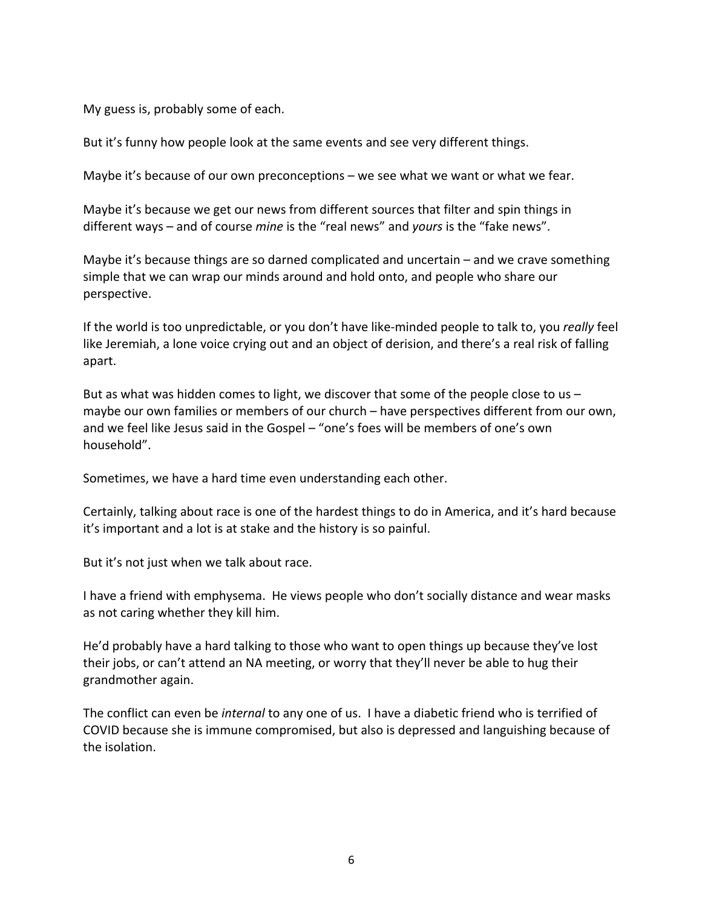My guess is, probably some of each.

But it's funny how people look at the same events and see very different things.

Maybe it's because of our own preconceptions – we see what we want or what we fear.

Maybe it's because we get our news from different sources that filter and spin things in different ways – and of course *mine* is the "real news" and *yours* is the "fake news".

Maybe it's because things are so darned complicated and uncertain – and we crave something simple that we can wrap our minds around and hold onto, and people who share our perspective.

If the world is too unpredictable, or you don't have like-minded people to talk to, you *really* feel like Jeremiah, a lone voice crying out and an object of derision, and there's a real risk of falling apart.

But as what was hidden comes to light, we discover that some of the people close to us – maybe our own families or members of our church – have perspectives different from our own, and we feel like Jesus said in the Gospel – "one's foes will be members of one's own household".

Sometimes, we have a hard time even understanding each other.

Certainly, talking about race is one of the hardest things to do in America, and it's hard because it's important and a lot is at stake and the history is so painful.

But it's not just when we talk about race.

I have a friend with emphysema. He views people who don't socially distance and wear masks as not caring whether they kill him.

He'd probably have a hard talking to those who want to open things up because they've lost their jobs, or can't attend an NA meeting, or worry that they'll never be able to hug their grandmother again.

The conflict can even be *internal* to any one of us. I have a diabetic friend who is terrified of COVID because she is immune compromised, but also is depressed and languishing because of the isolation.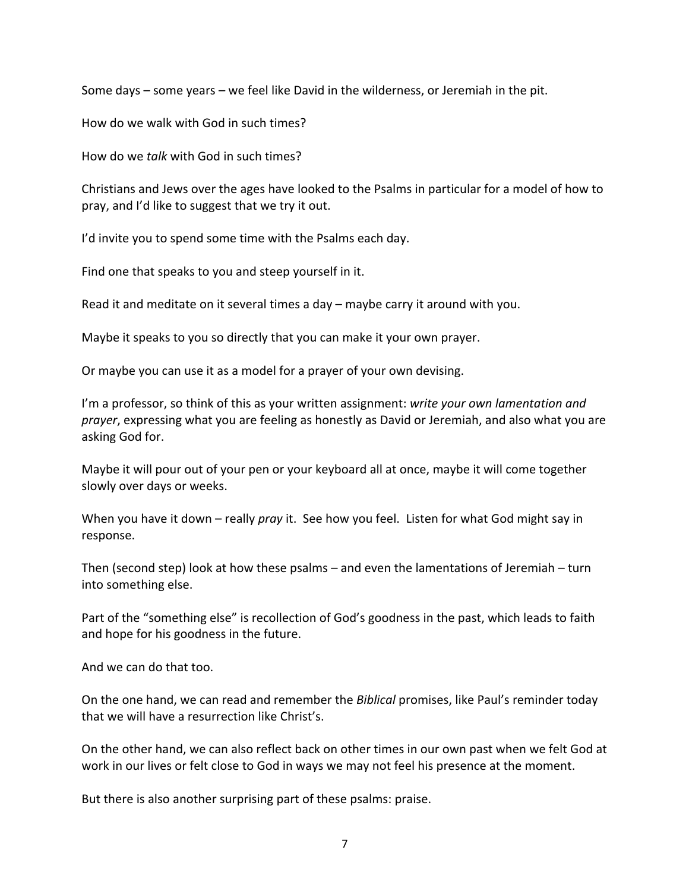Some days – some years – we feel like David in the wilderness, or Jeremiah in the pit.

How do we walk with God in such times?

How do we *talk* with God in such times?

Christians and Jews over the ages have looked to the Psalms in particular for a model of how to pray, and I'd like to suggest that we try it out.

I'd invite you to spend some time with the Psalms each day.

Find one that speaks to you and steep yourself in it.

Read it and meditate on it several times a day – maybe carry it around with you.

Maybe it speaks to you so directly that you can make it your own prayer.

Or maybe you can use it as a model for a prayer of your own devising.

I'm a professor, so think of this as your written assignment: *write your own lamentation and prayer*, expressing what you are feeling as honestly as David or Jeremiah, and also what you are asking God for.

Maybe it will pour out of your pen or your keyboard all at once, maybe it will come together slowly over days or weeks.

When you have it down – really *pray* it. See how you feel. Listen for what God might say in response.

Then (second step) look at how these psalms – and even the lamentations of Jeremiah – turn into something else.

Part of the "something else" is recollection of God's goodness in the past, which leads to faith and hope for his goodness in the future.

And we can do that too.

On the one hand, we can read and remember the *Biblical* promises, like Paul's reminder today that we will have a resurrection like Christ's.

On the other hand, we can also reflect back on other times in our own past when we felt God at work in our lives or felt close to God in ways we may not feel his presence at the moment.

But there is also another surprising part of these psalms: praise.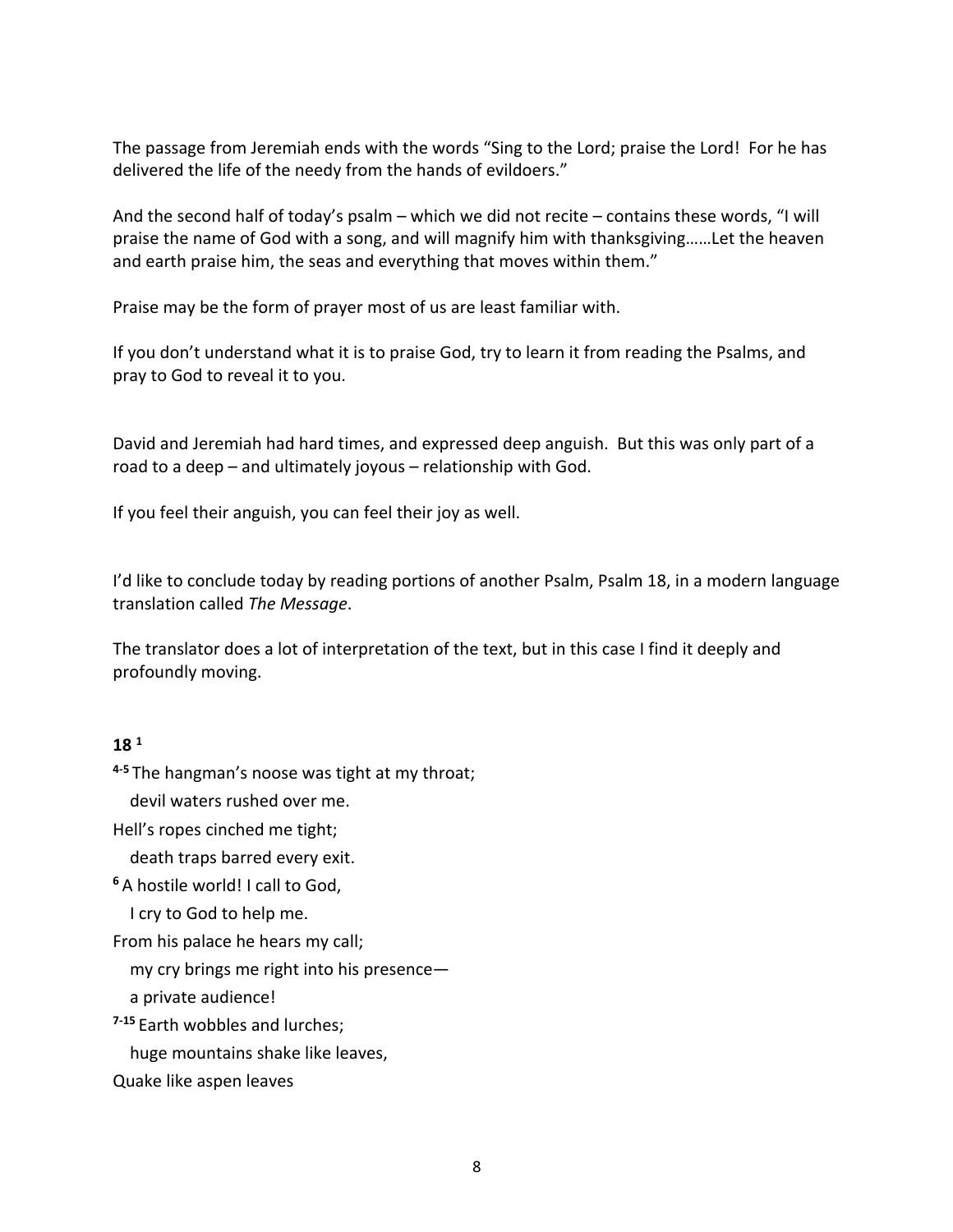The passage from Jeremiah ends with the words "Sing to the Lord; praise the Lord! For he has delivered the life of the needy from the hands of evildoers."

And the second half of today's psalm – which we did not recite – contains these words, "I will praise the name of God with a song, and will magnify him with thanksgiving……Let the heaven and earth praise him, the seas and everything that moves within them."

Praise may be the form of prayer most of us are least familiar with.

If you don't understand what it is to praise God, try to learn it from reading the Psalms, and pray to God to reveal it to you.

David and Jeremiah had hard times, and expressed deep anguish. But this was only part of a road to a deep – and ultimately joyous – relationship with God.

If you feel their anguish, you can feel their joy as well.

I'd like to conclude today by reading portions of another Psalm, Psalm 18, in a modern language translation called *The Message*.

The translator does a lot of interpretation of the text, but in this case I find it deeply and profoundly moving.

**18** [1]

**4-5** The hangman's noose was tight at my throat;
   devil waters rushed over me.
Hell's ropes cinched me tight;
   death traps barred every exit.
**6** A hostile world! I call to God,
   I cry to God to help me.
From his palace he hears my call;
   my cry brings me right into his presence—
   a private audience!
**7-15** Earth wobbles and lurches;
   huge mountains shake like leaves,
Quake like aspen leaves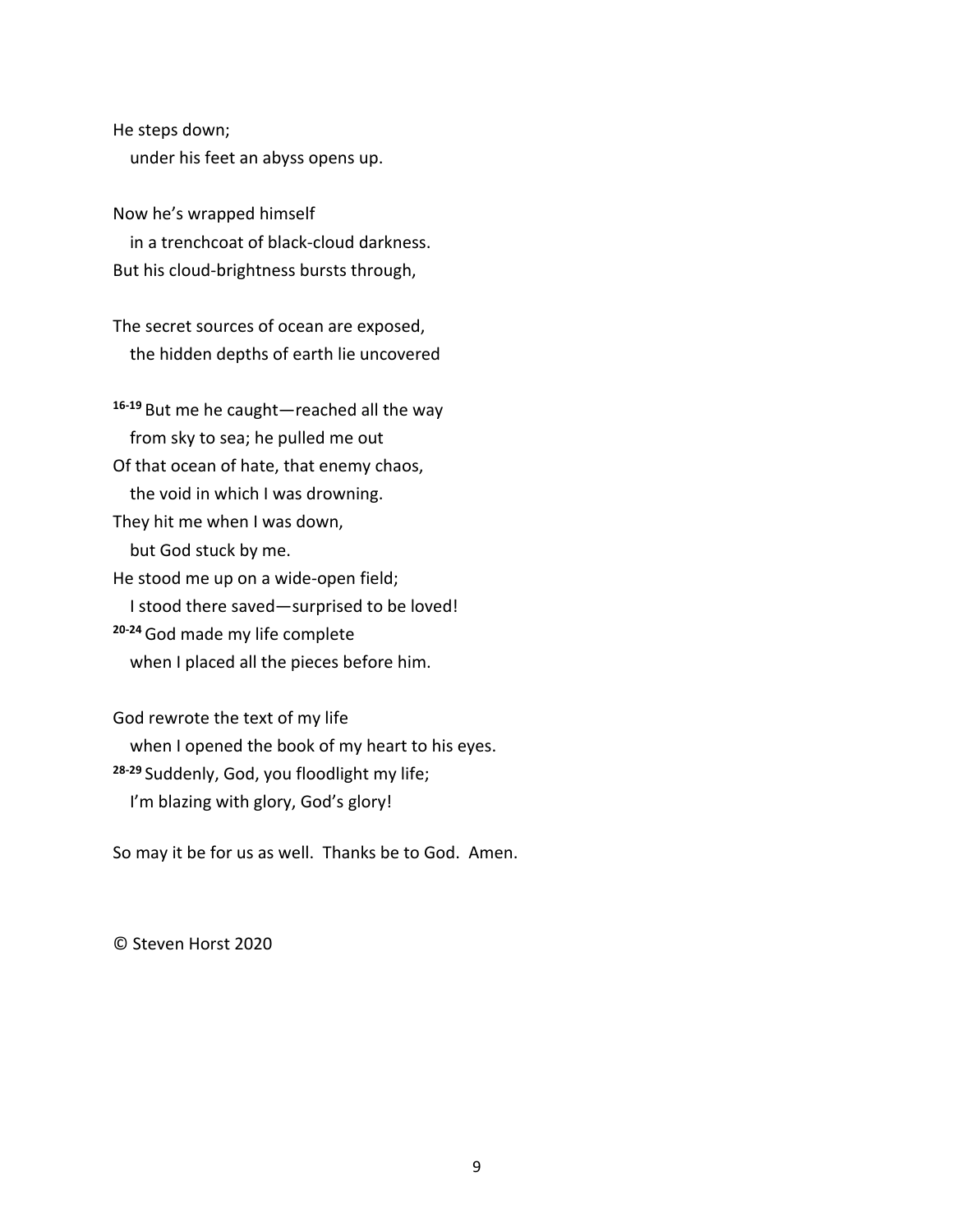He steps down;
   under his feet an abyss opens up.

Now he's wrapped himself
   in a trenchcoat of black-cloud darkness.
But his cloud-brightness bursts through,

The secret sources of ocean are exposed,
   the hidden depths of earth lie uncovered

**16-19** But me he caught—reached all the way
   from sky to sea; he pulled me out
Of that ocean of hate, that enemy chaos,
   the void in which I was drowning.
They hit me when I was down,
   but God stuck by me.
He stood me up on a wide-open field;
   I stood there saved—surprised to be loved!
**20-24** God made my life complete
   when I placed all the pieces before him.

God rewrote the text of my life
   when I opened the book of my heart to his eyes.
**28-29** Suddenly, God, you floodlight my life;
   I'm blazing with glory, God's glory!

So may it be for us as well. Thanks be to God. Amen.

© Steven Horst 2020